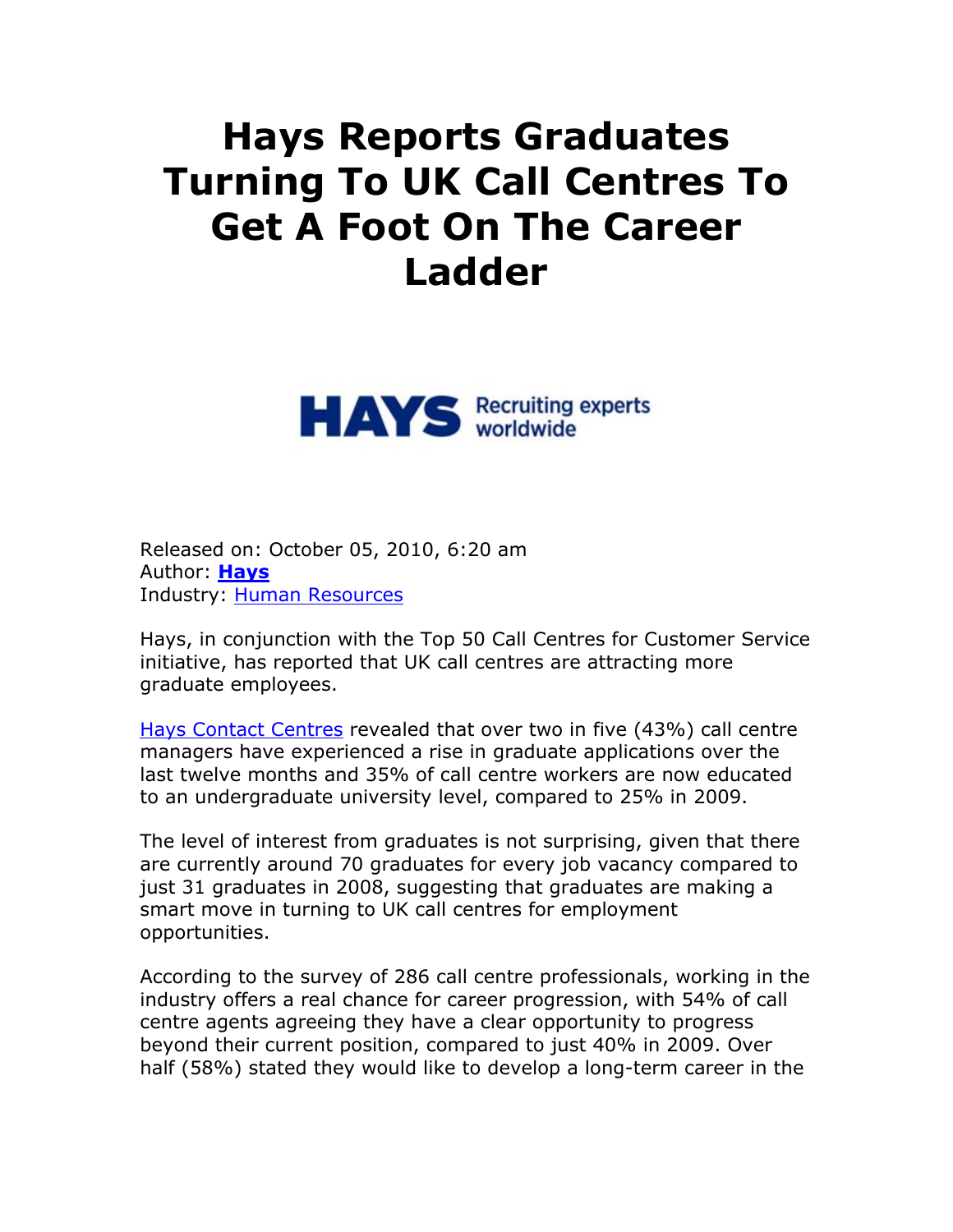# Hays Reports Graduates Turning To UK Call Centres To Get A Foot On The Career Ladder

Released on: October 05, 2010, 6:20 am
Author: **Hays**
Industry: Human Resources

Hays, in conjunction with the Top 50 Call Centres for Customer Service initiative, has reported that UK call centres are attracting more graduate employees.

Hays Contact Centres revealed that over two in five (43%) call centre managers have experienced a rise in graduate applications over the last twelve months and 35% of call centre workers are now educated to an undergraduate university level, compared to 25% in 2009.

The level of interest from graduates is not surprising, given that there are currently around 70 graduates for every job vacancy compared to just 31 graduates in 2008, suggesting that graduates are making a smart move in turning to UK call centres for employment opportunities.

According to the survey of 286 call centre professionals, working in the industry offers a real chance for career progression, with 54% of call centre agents agreeing they have a clear opportunity to progress beyond their current position, compared to just 40% in 2009. Over half (58%) stated they would like to develop a long-term career in the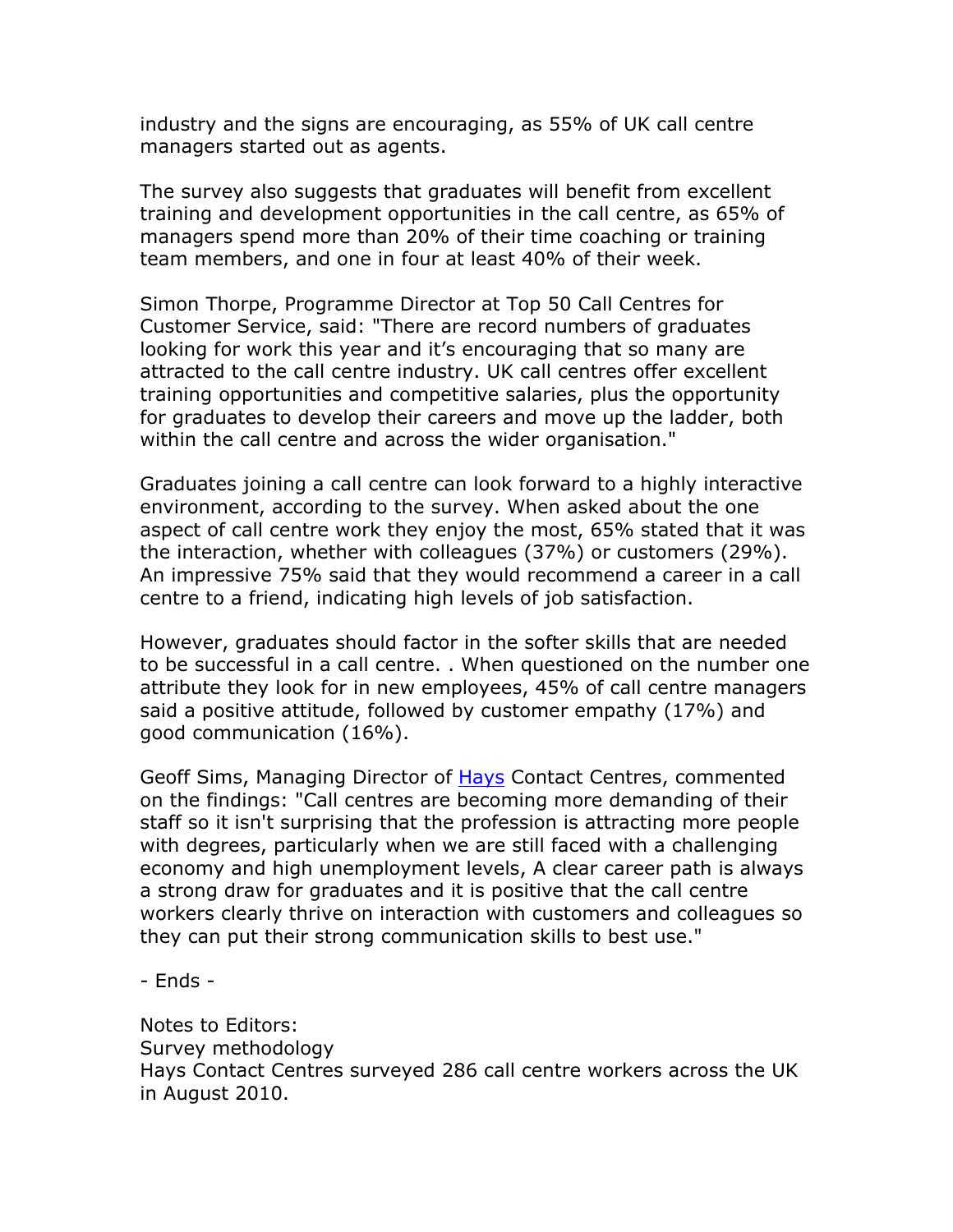industry and the signs are encouraging, as 55% of UK call centre managers started out as agents.

The survey also suggests that graduates will benefit from excellent training and development opportunities in the call centre, as 65% of managers spend more than 20% of their time coaching or training team members, and one in four at least 40% of their week.

Simon Thorpe, Programme Director at Top 50 Call Centres for Customer Service, said: "There are record numbers of graduates looking for work this year and it's encouraging that so many are attracted to the call centre industry. UK call centres offer excellent training opportunities and competitive salaries, plus the opportunity for graduates to develop their careers and move up the ladder, both within the call centre and across the wider organisation."

Graduates joining a call centre can look forward to a highly interactive environment, according to the survey. When asked about the one aspect of call centre work they enjoy the most, 65% stated that it was the interaction, whether with colleagues (37%) or customers (29%). An impressive 75% said that they would recommend a career in a call centre to a friend, indicating high levels of job satisfaction.

However, graduates should factor in the softer skills that are needed to be successful in a call centre. . When questioned on the number one attribute they look for in new employees, 45% of call centre managers said a positive attitude, followed by customer empathy (17%) and good communication (16%).

Geoff Sims, Managing Director of Hays Contact Centres, commented on the findings: "Call centres are becoming more demanding of their staff so it isn't surprising that the profession is attracting more people with degrees, particularly when we are still faced with a challenging economy and high unemployment levels, A clear career path is always a strong draw for graduates and it is positive that the call centre workers clearly thrive on interaction with customers and colleagues so they can put their strong communication skills to best use."

- Ends -

Notes to Editors:
Survey methodology
Hays Contact Centres surveyed 286 call centre workers across the UK in August 2010.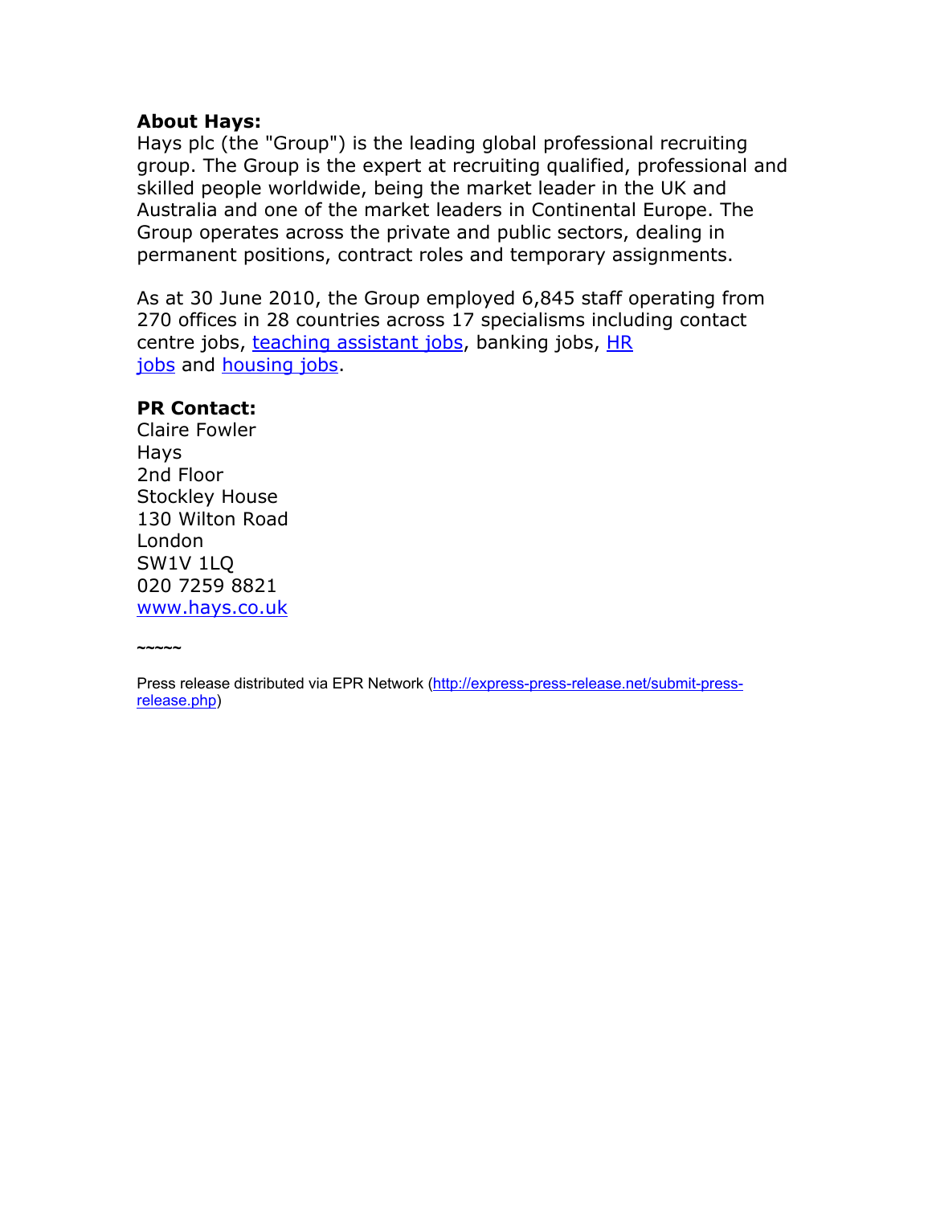**About Hays:**
Hays plc (the "Group") is the leading global professional recruiting group. The Group is the expert at recruiting qualified, professional and skilled people worldwide, being the market leader in the UK and Australia and one of the market leaders in Continental Europe. The Group operates across the private and public sectors, dealing in permanent positions, contract roles and temporary assignments.

As at 30 June 2010, the Group employed 6,845 staff operating from 270 offices in 28 countries across 17 specialisms including contact centre jobs, teaching assistant jobs, banking jobs, HR jobs and housing jobs.

**PR Contact:**
Claire Fowler
Hays
2nd Floor
Stockley House
130 Wilton Road
London
SW1V 1LQ
020 7259 8821
www.hays.co.uk

~~~~~

Press release distributed via EPR Network (http://express-press-release.net/submit-press-release.php)